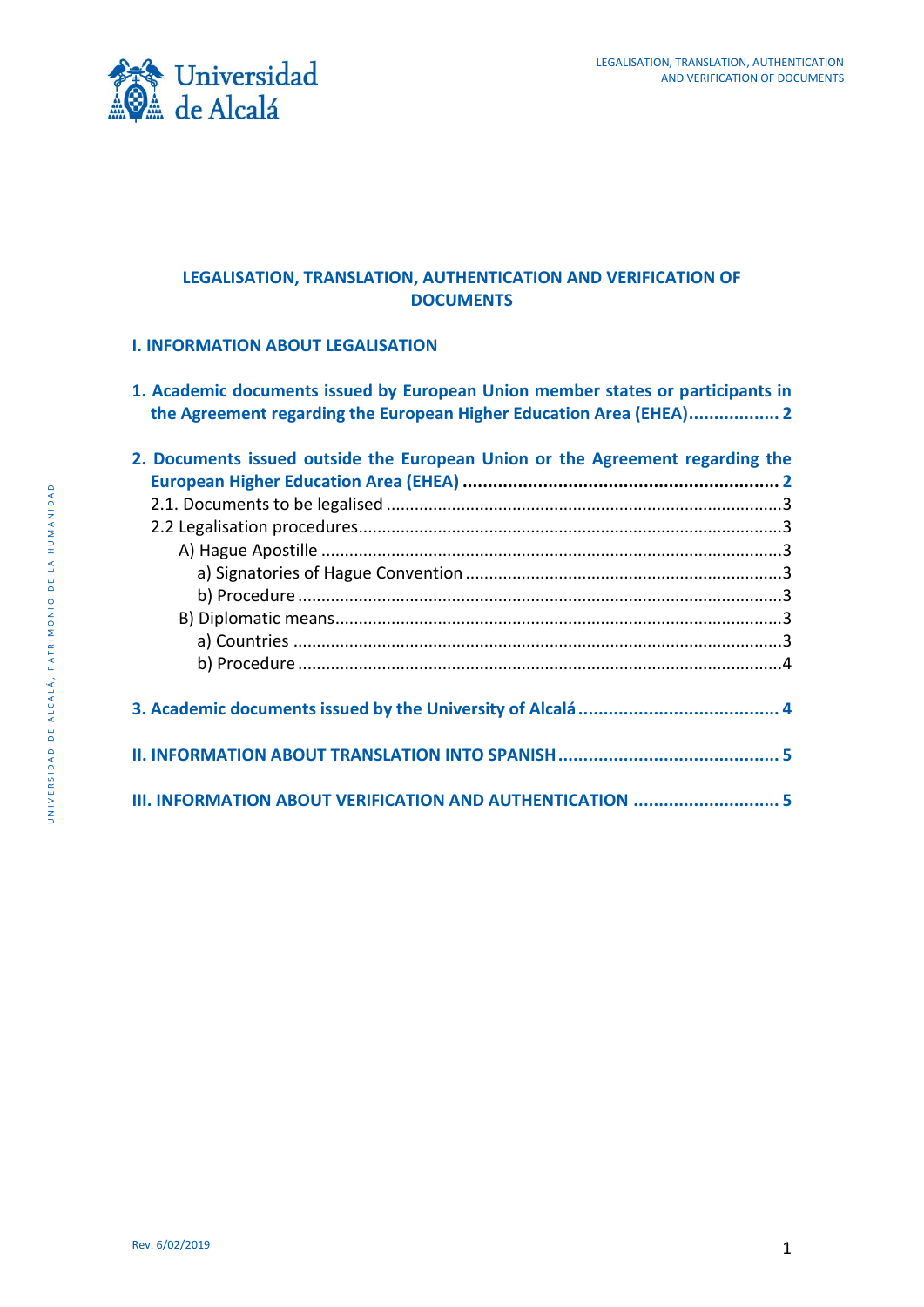# LEGALISATION, TRANSLATION, AUTHENTICATION AND VERIFICATION OF DOCUMENTS

## I. INFORMATION ABOUT LEGALISATION

**1. Academic documents issued by European Union member states or participants in the Agreement regarding the European Higher Education Area (EHEA).................. 2**

**2. Documents issued outside the European Union or the Agreement regarding the European Higher Education Area (EHEA) ............................................................... 2**

- 2.1. Documents to be legalised ....................................................................................3
- 2.2 Legalisation procedures.........................................................................................3
  - A) Hague Apostille .................................................................................................3
    - a) Signatories of Hague Convention ...................................................................3
    - b) Procedure ......................................................................................................3
  - B) Diplomatic means...............................................................................................3
    - a) Countries .......................................................................................................3
    - b) Procedure ......................................................................................................4

**3. Academic documents issued by the University of Alcalá ........................................ 4**

## II. INFORMATION ABOUT TRANSLATION INTO SPANISH ........................................... 5

## III. INFORMATION ABOUT VERIFICATION AND AUTHENTICATION ............................ 5

Rev. 6/02/2019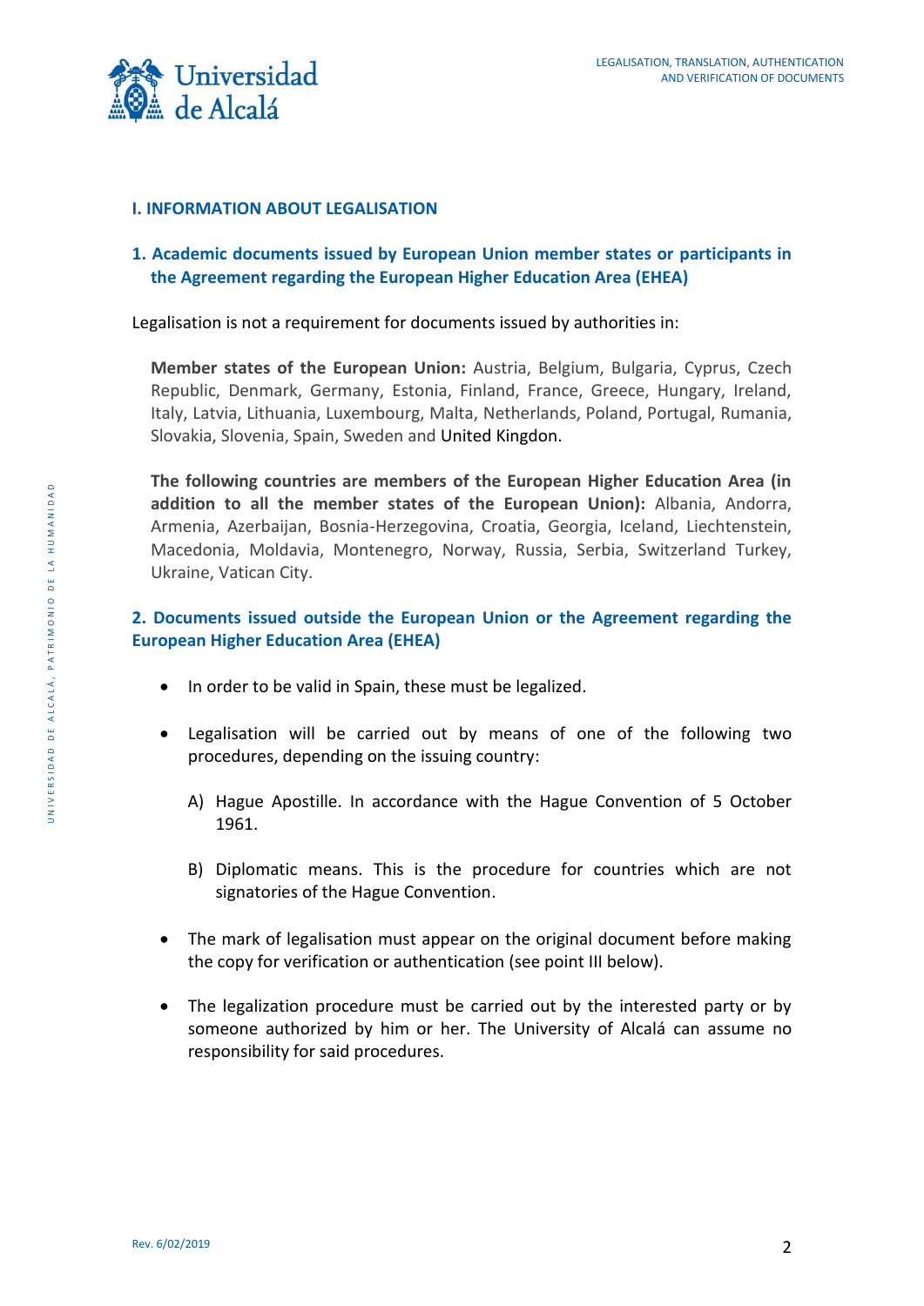## I. INFORMATION ABOUT LEGALISATION

### 1. Academic documents issued by European Union member states or participants in the Agreement regarding the European Higher Education Area (EHEA)

Legalisation is not a requirement for documents issued by authorities in:

**Member states of the European Union:** Austria, Belgium, Bulgaria, Cyprus, Czech Republic, Denmark, Germany, Estonia, Finland, France, Greece, Hungary, Ireland, Italy, Latvia, Lithuania, Luxembourg, Malta, Netherlands, Poland, Portugal, Rumania, Slovakia, Slovenia, Spain, Sweden and United Kingdon.

**The following countries are members of the European Higher Education Area (in addition to all the member states of the European Union):** Albania, Andorra, Armenia, Azerbaijan, Bosnia-Herzegovina, Croatia, Georgia, Iceland, Liechtenstein, Macedonia, Moldavia, Montenegro, Norway, Russia, Serbia, Switzerland Turkey, Ukraine, Vatican City.

### 2. Documents issued outside the European Union or the Agreement regarding the European Higher Education Area (EHEA)

- In order to be valid in Spain, these must be legalized.
- Legalisation will be carried out by means of one of the following two procedures, depending on the issuing country:
  - A) Hague Apostille. In accordance with the Hague Convention of 5 October 1961.
  - B) Diplomatic means. This is the procedure for countries which are not signatories of the Hague Convention.
- The mark of legalisation must appear on the original document before making the copy for verification or authentication (see point III below).
- The legalization procedure must be carried out by the interested party or by someone authorized by him or her. The University of Alcalá can assume no responsibility for said procedures.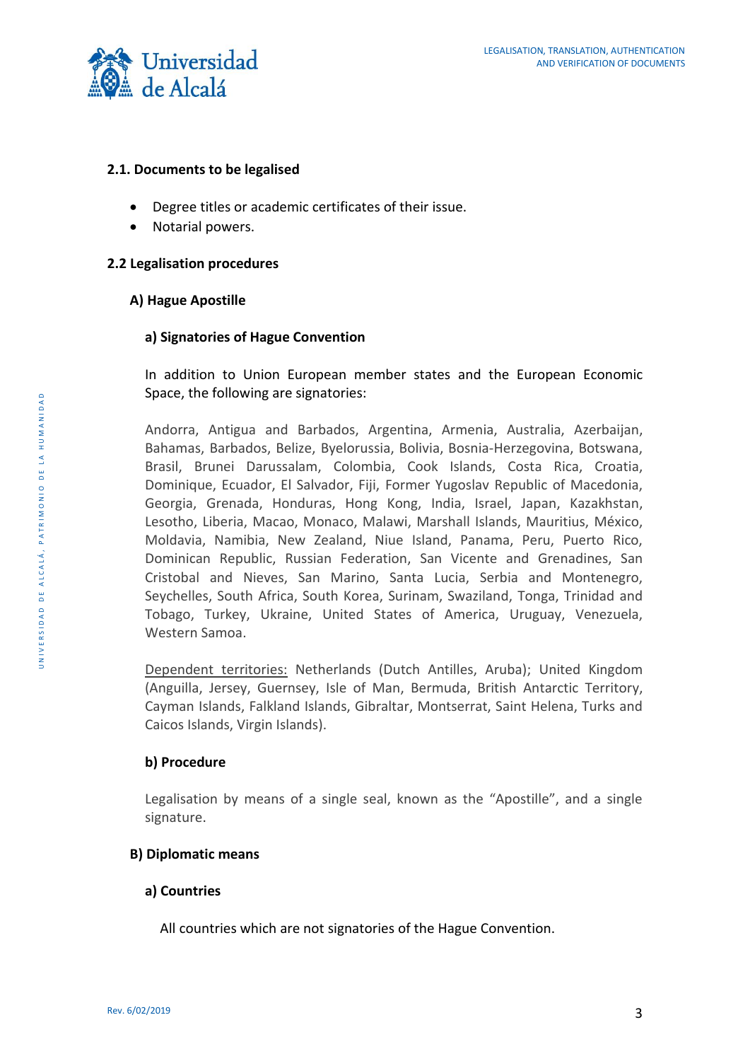### 2.1. Documents to be legalised

- Degree titles or academic certificates of their issue.
- Notarial powers.

### 2.2 Legalisation procedures

#### A) Hague Apostille

##### a) Signatories of Hague Convention

In addition to Union European member states and the European Economic Space, the following are signatories:

Andorra, Antigua and Barbados, Argentina, Armenia, Australia, Azerbaijan, Bahamas, Barbados, Belize, Byelorussia, Bolivia, Bosnia-Herzegovina, Botswana, Brasil, Brunei Darussalam, Colombia, Cook Islands, Costa Rica, Croatia, Dominique, Ecuador, El Salvador, Fiji, Former Yugoslav Republic of Macedonia, Georgia, Grenada, Honduras, Hong Kong, India, Israel, Japan, Kazakhstan, Lesotho, Liberia, Macao, Monaco, Malawi, Marshall Islands, Mauritius, México, Moldavia, Namibia, New Zealand, Niue Island, Panama, Peru, Puerto Rico, Dominican Republic, Russian Federation, San Vicente and Grenadines, San Cristobal and Nieves, San Marino, Santa Lucia, Serbia and Montenegro, Seychelles, South Africa, South Korea, Surinam, Swaziland, Tonga, Trinidad and Tobago, Turkey, Ukraine, United States of America, Uruguay, Venezuela, Western Samoa.

Dependent territories: Netherlands (Dutch Antilles, Aruba); United Kingdom (Anguilla, Jersey, Guernsey, Isle of Man, Bermuda, British Antarctic Territory, Cayman Islands, Falkland Islands, Gibraltar, Montserrat, Saint Helena, Turks and Caicos Islands, Virgin Islands).

##### b) Procedure

Legalisation by means of a single seal, known as the "Apostille", and a single signature.

#### B) Diplomatic means

##### a) Countries

All countries which are not signatories of the Hague Convention.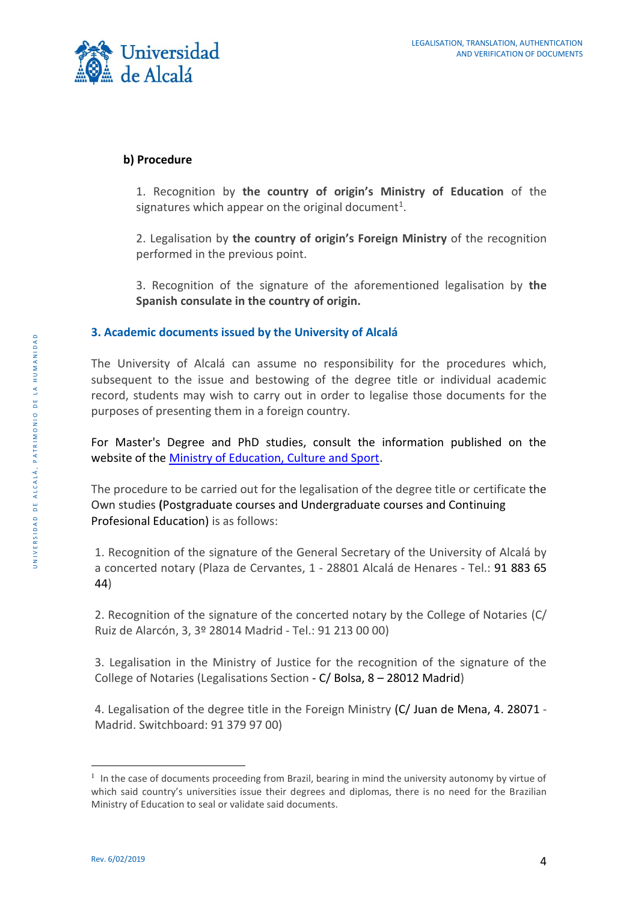**b) Procedure**

1. Recognition by **the country of origin's Ministry of Education** of the signatures which appear on the original document[1].

2. Legalisation by **the country of origin's Foreign Ministry** of the recognition performed in the previous point.

3. Recognition of the signature of the aforementioned legalisation by **the Spanish consulate in the country of origin.**

### 3. Academic documents issued by the University of Alcalá

The University of Alcalá can assume no responsibility for the procedures which, subsequent to the issue and bestowing of the degree title or individual academic record, students may wish to carry out in order to legalise those documents for the purposes of presenting them in a foreign country.

For Master's Degree and PhD studies, consult the information published on the website of the [Ministry of Education, Culture and Sport]().

The procedure to be carried out for the legalisation of the degree title or certificate the Own studies (Postgraduate courses and Undergraduate courses and Continuing Profesional Education) is as follows:

1. Recognition of the signature of the General Secretary of the University of Alcalá by a concerted notary (Plaza de Cervantes, 1 - 28801 Alcalá de Henares - Tel.: 91 883 65 44)

2. Recognition of the signature of the concerted notary by the College of Notaries (C/ Ruiz de Alarcón, 3, 3º 28014 Madrid - Tel.: 91 213 00 00)

3. Legalisation in the Ministry of Justice for the recognition of the signature of the College of Notaries (Legalisations Section - C/ Bolsa, 8 – 28012 Madrid)

4. Legalisation of the degree title in the Foreign Ministry (C/ Juan de Mena, 4. 28071 - Madrid. Switchboard: 91 379 97 00)

---

[1] In the case of documents proceeding from Brazil, bearing in mind the university autonomy by virtue of which said country's universities issue their degrees and diplomas, there is no need for the Brazilian Ministry of Education to seal or validate said documents.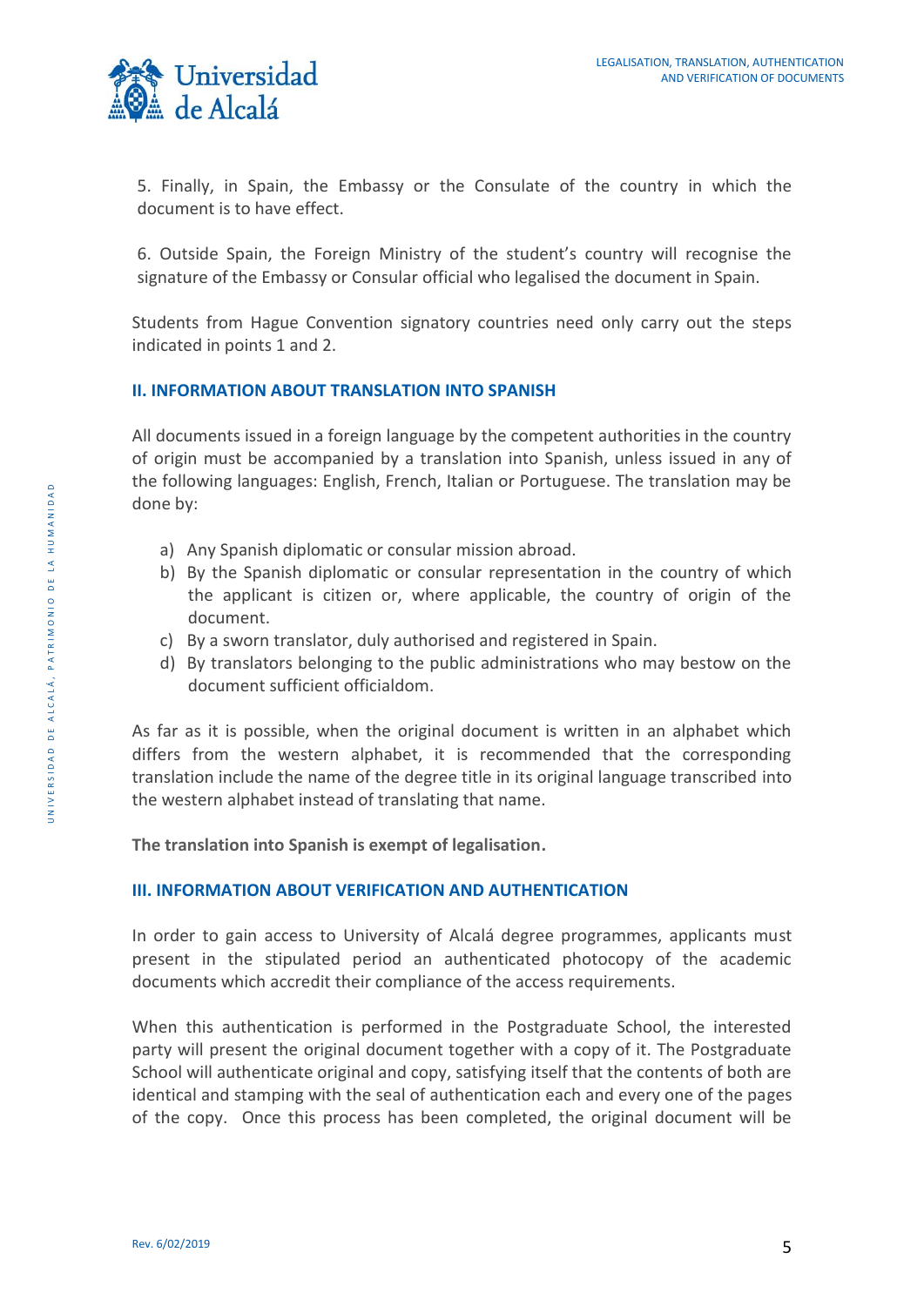5. Finally, in Spain, the Embassy or the Consulate of the country in which the document is to have effect.

6. Outside Spain, the Foreign Ministry of the student's country will recognise the signature of the Embassy or Consular official who legalised the document in Spain.

Students from Hague Convention signatory countries need only carry out the steps indicated in points 1 and 2.

## II. INFORMATION ABOUT TRANSLATION INTO SPANISH

All documents issued in a foreign language by the competent authorities in the country of origin must be accompanied by a translation into Spanish, unless issued in any of the following languages: English, French, Italian or Portuguese. The translation may be done by:

a) Any Spanish diplomatic or consular mission abroad.
b) By the Spanish diplomatic or consular representation in the country of which the applicant is citizen or, where applicable, the country of origin of the document.
c) By a sworn translator, duly authorised and registered in Spain.
d) By translators belonging to the public administrations who may bestow on the document sufficient officialdom.

As far as it is possible, when the original document is written in an alphabet which differs from the western alphabet, it is recommended that the corresponding translation include the name of the degree title in its original language transcribed into the western alphabet instead of translating that name.

**The translation into Spanish is exempt of legalisation.**

## III. INFORMATION ABOUT VERIFICATION AND AUTHENTICATION

In order to gain access to University of Alcalá degree programmes, applicants must present in the stipulated period an authenticated photocopy of the academic documents which accredit their compliance of the access requirements.

When this authentication is performed in the Postgraduate School, the interested party will present the original document together with a copy of it. The Postgraduate School will authenticate original and copy, satisfying itself that the contents of both are identical and stamping with the seal of authentication each and every one of the pages of the copy. Once this process has been completed, the original document will be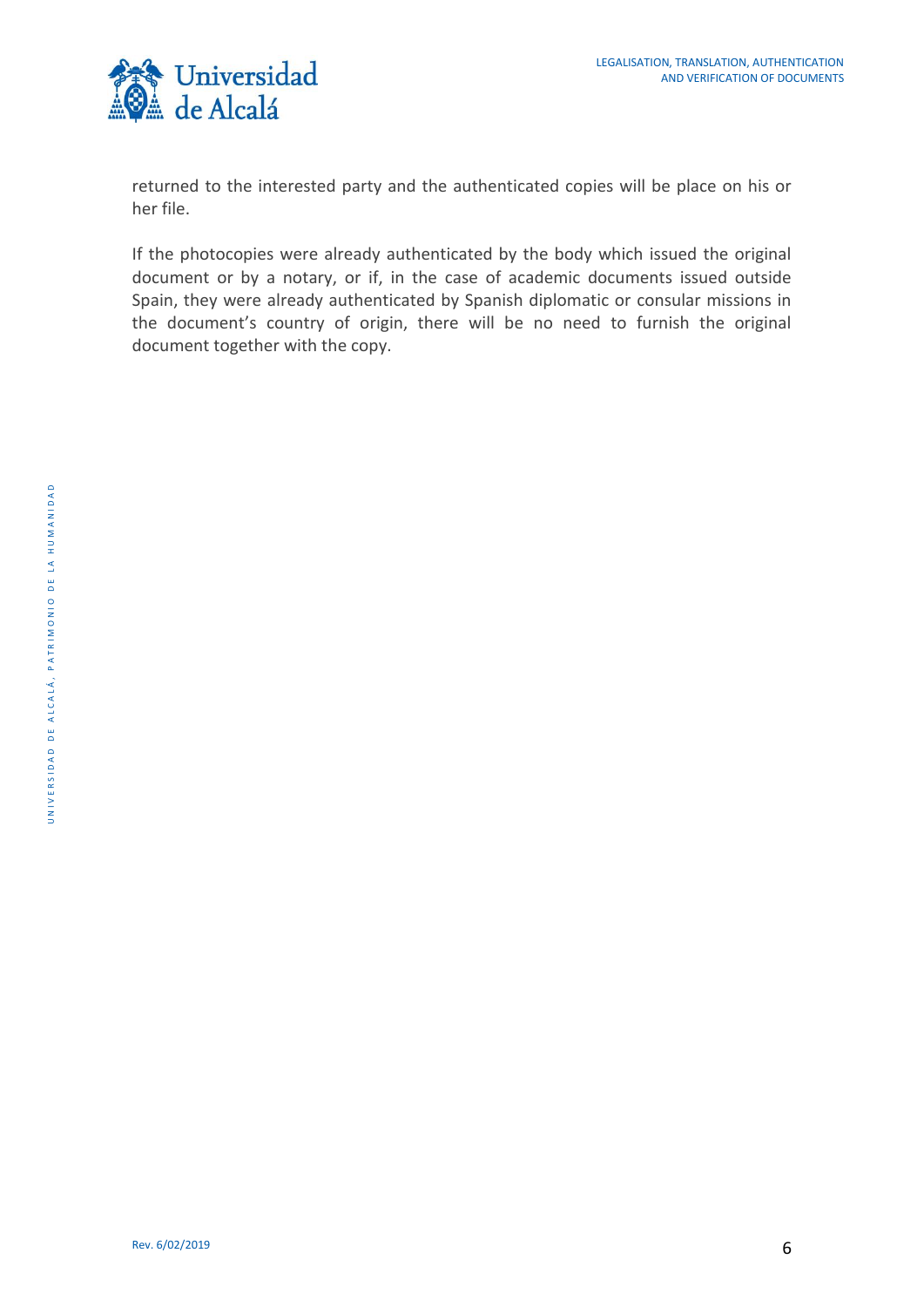returned to the interested party and the authenticated copies will be place on his or her file.

If the photocopies were already authenticated by the body which issued the original document or by a notary, or if, in the case of academic documents issued outside Spain, they were already authenticated by Spanish diplomatic or consular missions in the document's country of origin, there will be no need to furnish the original document together with the copy.